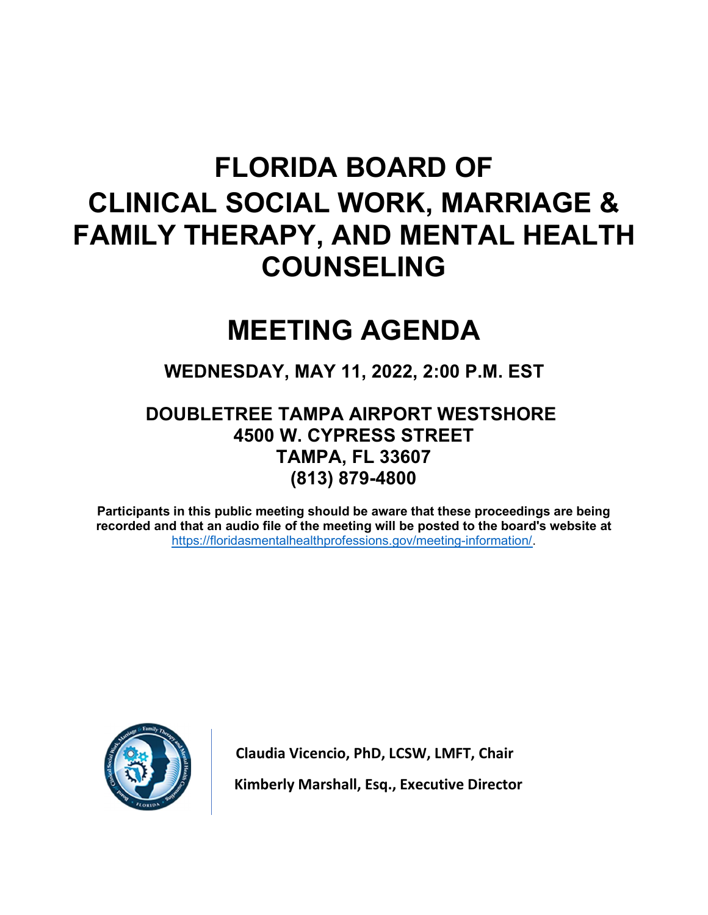# FLORIDA BOARD OF CLINICAL SOCIAL WORK, MARRIAGE & FAMILY THERAPY, AND MENTAL HEALTH COUNSELING

# MEETING AGENDA

### WEDNESDAY, MAY 11, 2022, 2:00 P.M. EST

### DOUBLETREE TAMPA AIRPORT WESTSHORE
### 4500 W. CYPRESS STREET
### TAMPA, FL 33607
### (813) 879-4800

**Participants in this public meeting should be aware that these proceedings are being recorded and that an audio file of the meeting will be posted to the board's website at** https://floridasmentalhealthprofessions.gov/meeting-information/.

**Claudia Vicencio, PhD, LCSW, LMFT, Chair**

**Kimberly Marshall, Esq., Executive Director**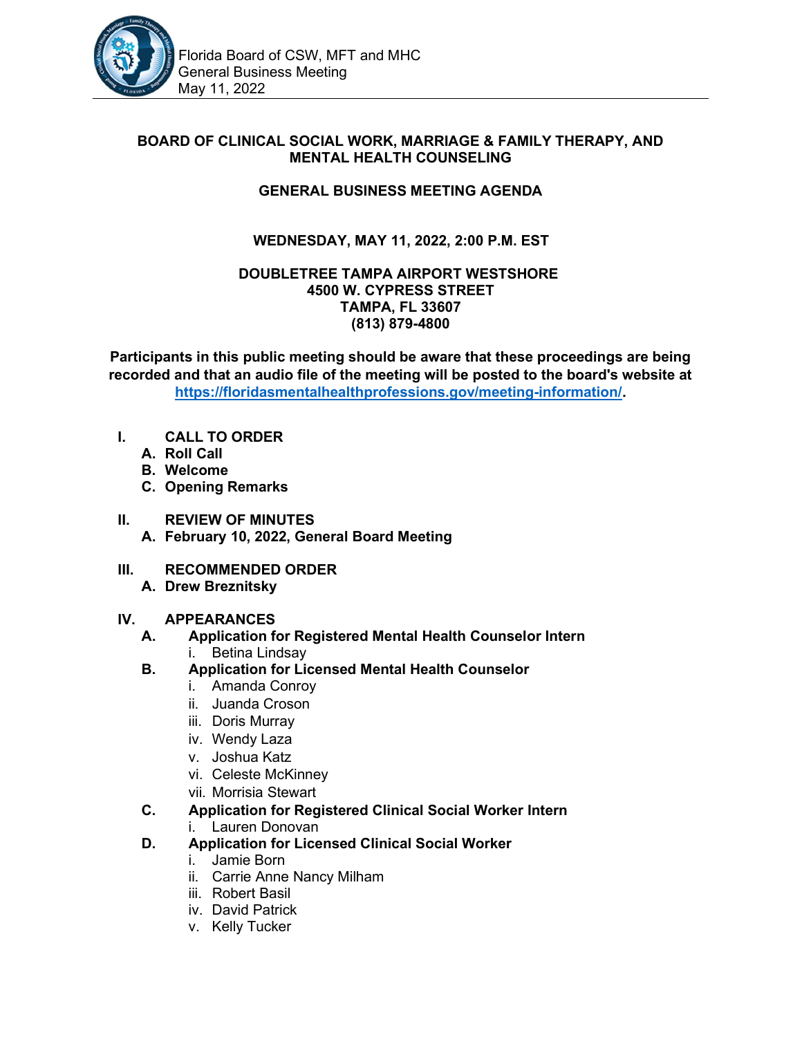**BOARD OF CLINICAL SOCIAL WORK, MARRIAGE & FAMILY THERAPY, AND MENTAL HEALTH COUNSELING**

**GENERAL BUSINESS MEETING AGENDA**

**WEDNESDAY, MAY 11, 2022, 2:00 P.M. EST**

**DOUBLETREE TAMPA AIRPORT WESTSHORE**
**4500 W. CYPRESS STREET**
**TAMPA, FL 33607**
**(813) 879-4800**

**Participants in this public meeting should be aware that these proceedings are being recorded and that an audio file of the meeting will be posted to the board's website at https://floridasmentalhealthprofessions.gov/meeting-information/.**

**I. CALL TO ORDER**
- **A. Roll Call**
- **B. Welcome**
- **C. Opening Remarks**

**II. REVIEW OF MINUTES**
- **A. February 10, 2022, General Board Meeting**

**III. RECOMMENDED ORDER**
- **A. Drew Breznitsky**

**IV. APPEARANCES**
- **A. Application for Registered Mental Health Counselor Intern**
  - i. Betina Lindsay
- **B. Application for Licensed Mental Health Counselor**
  - i. Amanda Conroy
  - ii. Juanda Croson
  - iii. Doris Murray
  - iv. Wendy Laza
  - v. Joshua Katz
  - vi. Celeste McKinney
  - vii. Morrisia Stewart
- **C. Application for Registered Clinical Social Worker Intern**
  - i. Lauren Donovan
- **D. Application for Licensed Clinical Social Worker**
  - i. Jamie Born
  - ii. Carrie Anne Nancy Milham
  - iii. Robert Basil
  - iv. David Patrick
  - v. Kelly Tucker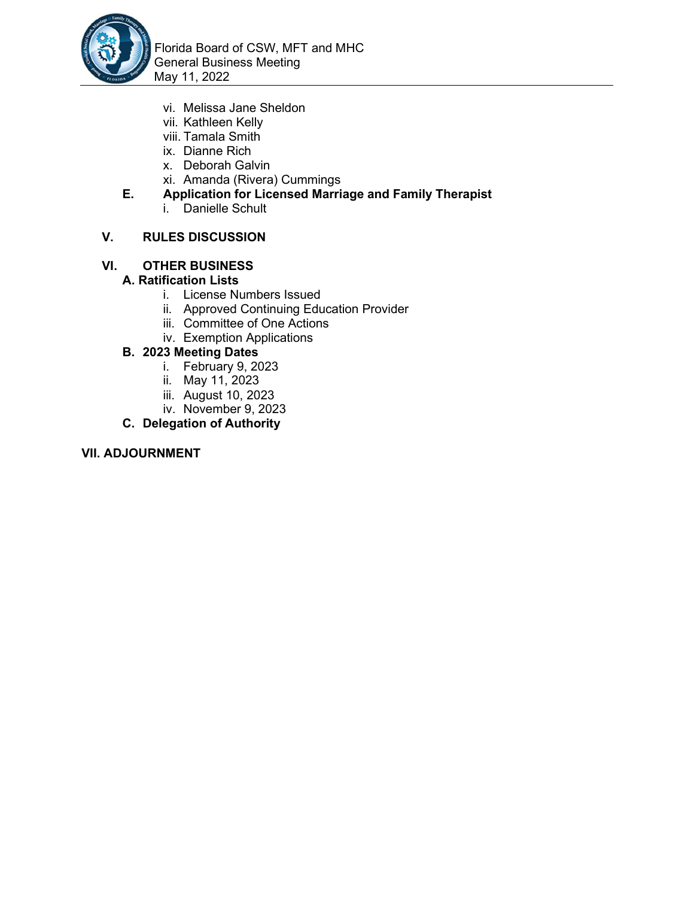vi. Melissa Jane Sheldon
vii. Kathleen Kelly
viii. Tamala Smith
ix. Dianne Rich
x. Deborah Galvin
xi. Amanda (Rivera) Cummings

**E. Application for Licensed Marriage and Family Therapist**

i. Danielle Schult

## V. RULES DISCUSSION

## VI. OTHER BUSINESS

**A. Ratification Lists**

i. License Numbers Issued
ii. Approved Continuing Education Provider
iii. Committee of One Actions
iv. Exemption Applications

**B. 2023 Meeting Dates**

i. February 9, 2023
ii. May 11, 2023
iii. August 10, 2023
iv. November 9, 2023

**C. Delegation of Authority**

## VII. ADJOURNMENT